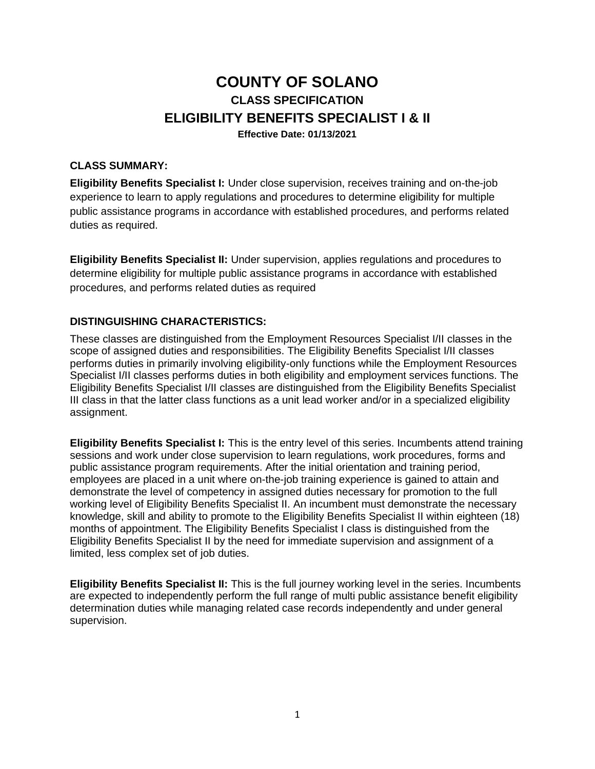# COUNTY OF SOLANO

## CLASS SPECIFICATION

## ELIGIBILITY BENEFITS SPECIALIST I & II

**Effective Date: 01/13/2021**

### CLASS SUMMARY:

**Eligibility Benefits Specialist I:** Under close supervision, receives training and on-the-job experience to learn to apply regulations and procedures to determine eligibility for multiple public assistance programs in accordance with established procedures, and performs related duties as required.

**Eligibility Benefits Specialist II:** Under supervision, applies regulations and procedures to determine eligibility for multiple public assistance programs in accordance with established procedures, and performs related duties as required

### DISTINGUISHING CHARACTERISTICS:

These classes are distinguished from the Employment Resources Specialist I/II classes in the scope of assigned duties and responsibilities. The Eligibility Benefits Specialist I/II classes performs duties in primarily involving eligibility-only functions while the Employment Resources Specialist I/II classes performs duties in both eligibility and employment services functions. The Eligibility Benefits Specialist I/II classes are distinguished from the Eligibility Benefits Specialist III class in that the latter class functions as a unit lead worker and/or in a specialized eligibility assignment.

**Eligibility Benefits Specialist I:** This is the entry level of this series. Incumbents attend training sessions and work under close supervision to learn regulations, work procedures, forms and public assistance program requirements. After the initial orientation and training period, employees are placed in a unit where on-the-job training experience is gained to attain and demonstrate the level of competency in assigned duties necessary for promotion to the full working level of Eligibility Benefits Specialist II. An incumbent must demonstrate the necessary knowledge, skill and ability to promote to the Eligibility Benefits Specialist II within eighteen (18) months of appointment. The Eligibility Benefits Specialist I class is distinguished from the Eligibility Benefits Specialist II by the need for immediate supervision and assignment of a limited, less complex set of job duties.

**Eligibility Benefits Specialist II:** This is the full journey working level in the series. Incumbents are expected to independently perform the full range of multi public assistance benefit eligibility determination duties while managing related case records independently and under general supervision.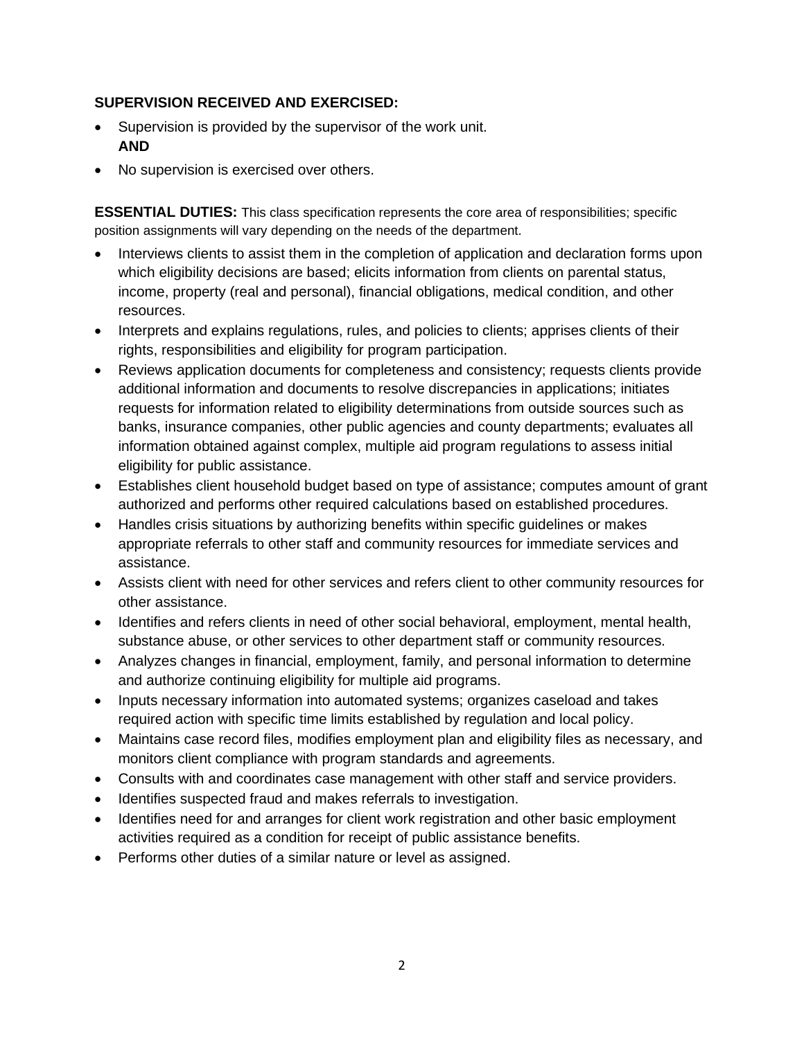**SUPERVISION RECEIVED AND EXERCISED:**

- Supervision is provided by the supervisor of the work unit.
  **AND**
- No supervision is exercised over others.

**ESSENTIAL DUTIES:** This class specification represents the core area of responsibilities; specific position assignments will vary depending on the needs of the department.

- Interviews clients to assist them in the completion of application and declaration forms upon which eligibility decisions are based; elicits information from clients on parental status, income, property (real and personal), financial obligations, medical condition, and other resources.
- Interprets and explains regulations, rules, and policies to clients; apprises clients of their rights, responsibilities and eligibility for program participation.
- Reviews application documents for completeness and consistency; requests clients provide additional information and documents to resolve discrepancies in applications; initiates requests for information related to eligibility determinations from outside sources such as banks, insurance companies, other public agencies and county departments; evaluates all information obtained against complex, multiple aid program regulations to assess initial eligibility for public assistance.
- Establishes client household budget based on type of assistance; computes amount of grant authorized and performs other required calculations based on established procedures.
- Handles crisis situations by authorizing benefits within specific guidelines or makes appropriate referrals to other staff and community resources for immediate services and assistance.
- Assists client with need for other services and refers client to other community resources for other assistance.
- Identifies and refers clients in need of other social behavioral, employment, mental health, substance abuse, or other services to other department staff or community resources.
- Analyzes changes in financial, employment, family, and personal information to determine and authorize continuing eligibility for multiple aid programs.
- Inputs necessary information into automated systems; organizes caseload and takes required action with specific time limits established by regulation and local policy.
- Maintains case record files, modifies employment plan and eligibility files as necessary, and monitors client compliance with program standards and agreements.
- Consults with and coordinates case management with other staff and service providers.
- Identifies suspected fraud and makes referrals to investigation.
- Identifies need for and arranges for client work registration and other basic employment activities required as a condition for receipt of public assistance benefits.
- Performs other duties of a similar nature or level as assigned.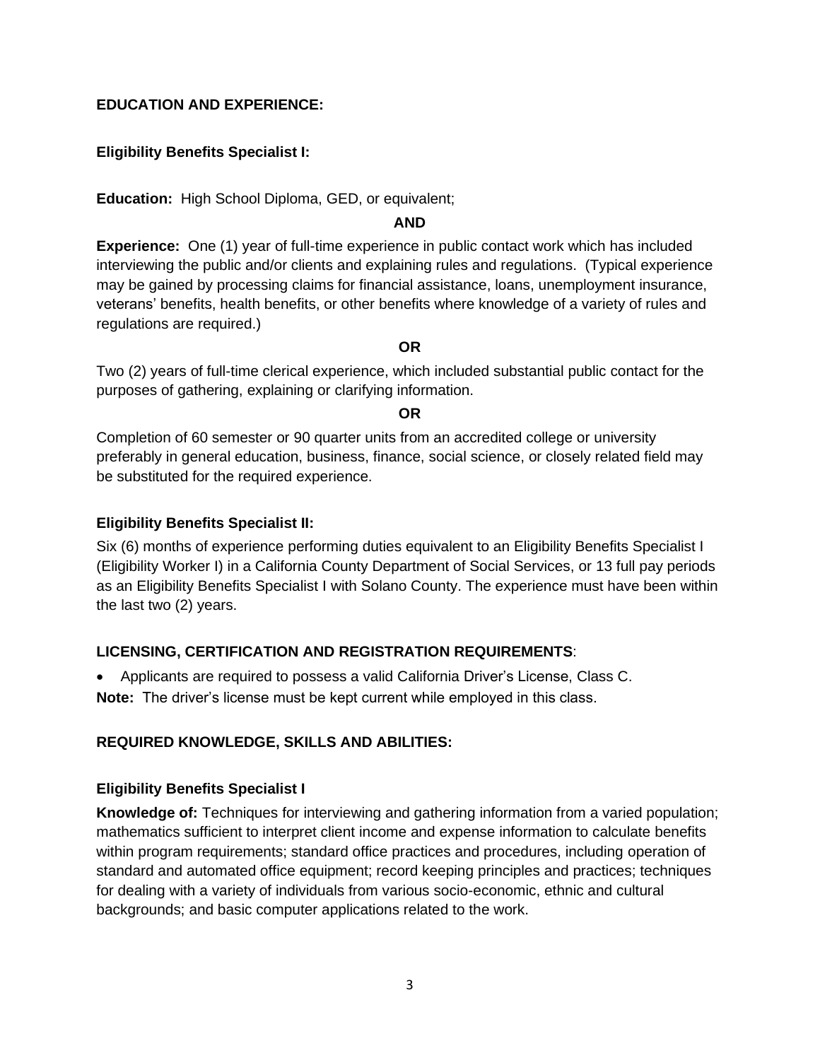## EDUCATION AND EXPERIENCE:

### Eligibility Benefits Specialist I:

**Education:** High School Diploma, GED, or equivalent;

**AND**

**Experience:** One (1) year of full-time experience in public contact work which has included interviewing the public and/or clients and explaining rules and regulations. (Typical experience may be gained by processing claims for financial assistance, loans, unemployment insurance, veterans' benefits, health benefits, or other benefits where knowledge of a variety of rules and regulations are required.)

**OR**

Two (2) years of full-time clerical experience, which included substantial public contact for the purposes of gathering, explaining or clarifying information.

**OR**

Completion of 60 semester or 90 quarter units from an accredited college or university preferably in general education, business, finance, social science, or closely related field may be substituted for the required experience.

### Eligibility Benefits Specialist II:

Six (6) months of experience performing duties equivalent to an Eligibility Benefits Specialist I (Eligibility Worker I) in a California County Department of Social Services, or 13 full pay periods as an Eligibility Benefits Specialist I with Solano County. The experience must have been within the last two (2) years.

## LICENSING, CERTIFICATION AND REGISTRATION REQUIREMENTS:

- Applicants are required to possess a valid California Driver's License, Class C.

**Note:** The driver's license must be kept current while employed in this class.

## REQUIRED KNOWLEDGE, SKILLS AND ABILITIES:

### Eligibility Benefits Specialist I

**Knowledge of:** Techniques for interviewing and gathering information from a varied population; mathematics sufficient to interpret client income and expense information to calculate benefits within program requirements; standard office practices and procedures, including operation of standard and automated office equipment; record keeping principles and practices; techniques for dealing with a variety of individuals from various socio-economic, ethnic and cultural backgrounds; and basic computer applications related to the work.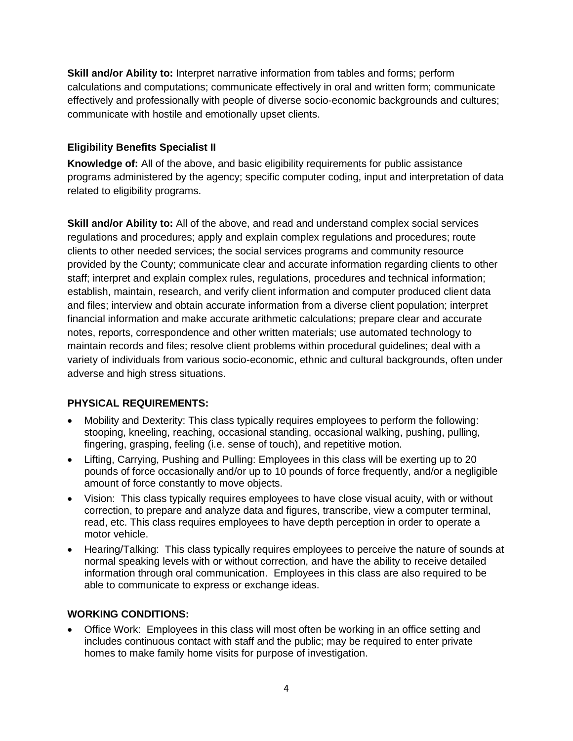**Skill and/or Ability to:** Interpret narrative information from tables and forms; perform calculations and computations; communicate effectively in oral and written form; communicate effectively and professionally with people of diverse socio-economic backgrounds and cultures; communicate with hostile and emotionally upset clients.

### Eligibility Benefits Specialist II

**Knowledge of:** All of the above, and basic eligibility requirements for public assistance programs administered by the agency; specific computer coding, input and interpretation of data related to eligibility programs.

**Skill and/or Ability to:** All of the above, and read and understand complex social services regulations and procedures; apply and explain complex regulations and procedures; route clients to other needed services; the social services programs and community resource provided by the County; communicate clear and accurate information regarding clients to other staff; interpret and explain complex rules, regulations, procedures and technical information; establish, maintain, research, and verify client information and computer produced client data and files; interview and obtain accurate information from a diverse client population; interpret financial information and make accurate arithmetic calculations; prepare clear and accurate notes, reports, correspondence and other written materials; use automated technology to maintain records and files; resolve client problems within procedural guidelines; deal with a variety of individuals from various socio-economic, ethnic and cultural backgrounds, often under adverse and high stress situations.

## PHYSICAL REQUIREMENTS:

- Mobility and Dexterity: This class typically requires employees to perform the following: stooping, kneeling, reaching, occasional standing, occasional walking, pushing, pulling, fingering, grasping, feeling (i.e. sense of touch), and repetitive motion.
- Lifting, Carrying, Pushing and Pulling: Employees in this class will be exerting up to 20 pounds of force occasionally and/or up to 10 pounds of force frequently, and/or a negligible amount of force constantly to move objects.
- Vision: This class typically requires employees to have close visual acuity, with or without correction, to prepare and analyze data and figures, transcribe, view a computer terminal, read, etc. This class requires employees to have depth perception in order to operate a motor vehicle.
- Hearing/Talking: This class typically requires employees to perceive the nature of sounds at normal speaking levels with or without correction, and have the ability to receive detailed information through oral communication. Employees in this class are also required to be able to communicate to express or exchange ideas.

## WORKING CONDITIONS:

- Office Work: Employees in this class will most often be working in an office setting and includes continuous contact with staff and the public; may be required to enter private homes to make family home visits for purpose of investigation.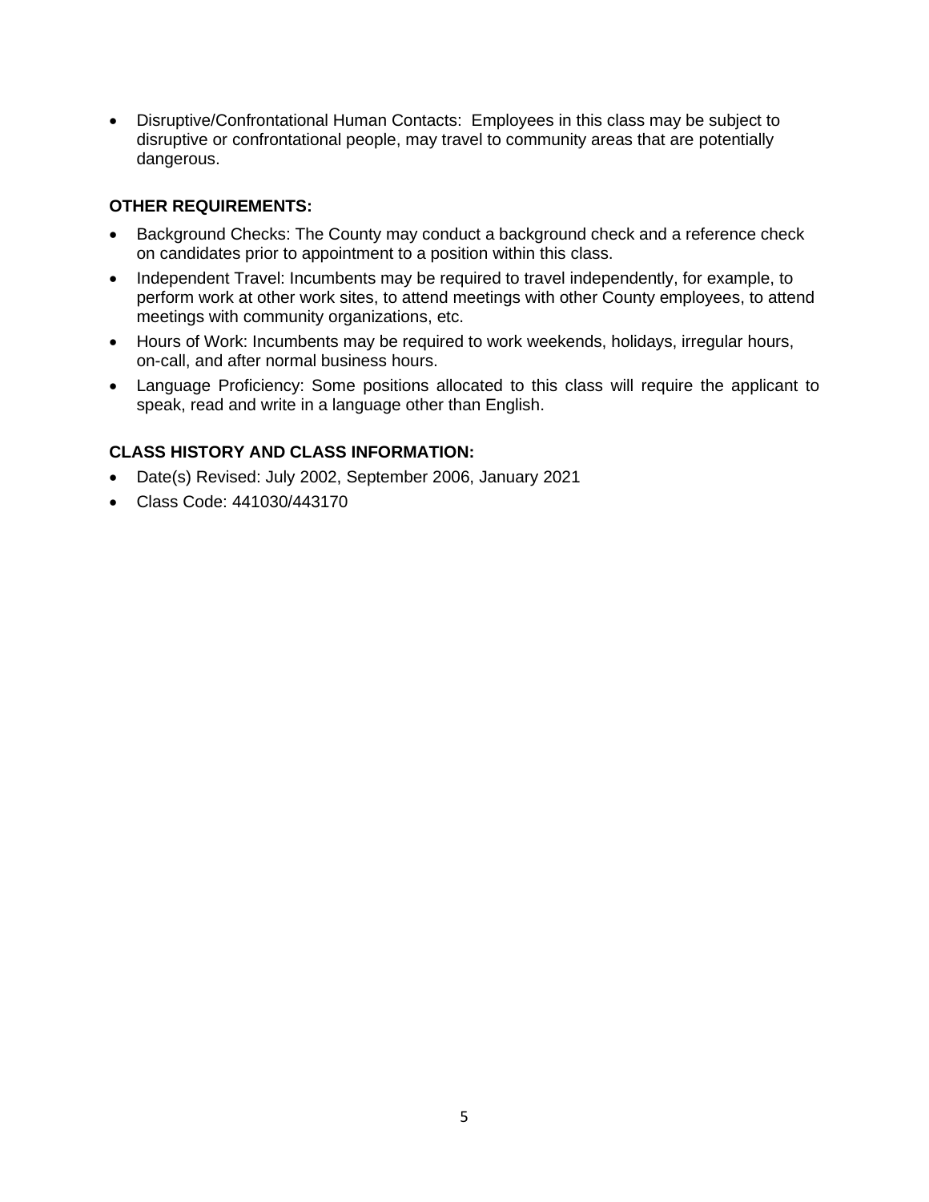- Disruptive/Confrontational Human Contacts: Employees in this class may be subject to disruptive or confrontational people, may travel to community areas that are potentially dangerous.

## OTHER REQUIREMENTS:

- Background Checks: The County may conduct a background check and a reference check on candidates prior to appointment to a position within this class.
- Independent Travel: Incumbents may be required to travel independently, for example, to perform work at other work sites, to attend meetings with other County employees, to attend meetings with community organizations, etc.
- Hours of Work: Incumbents may be required to work weekends, holidays, irregular hours, on-call, and after normal business hours.
- Language Proficiency: Some positions allocated to this class will require the applicant to speak, read and write in a language other than English.

## CLASS HISTORY AND CLASS INFORMATION:

- Date(s) Revised: July 2002, September 2006, January 2021
- Class Code: 441030/443170